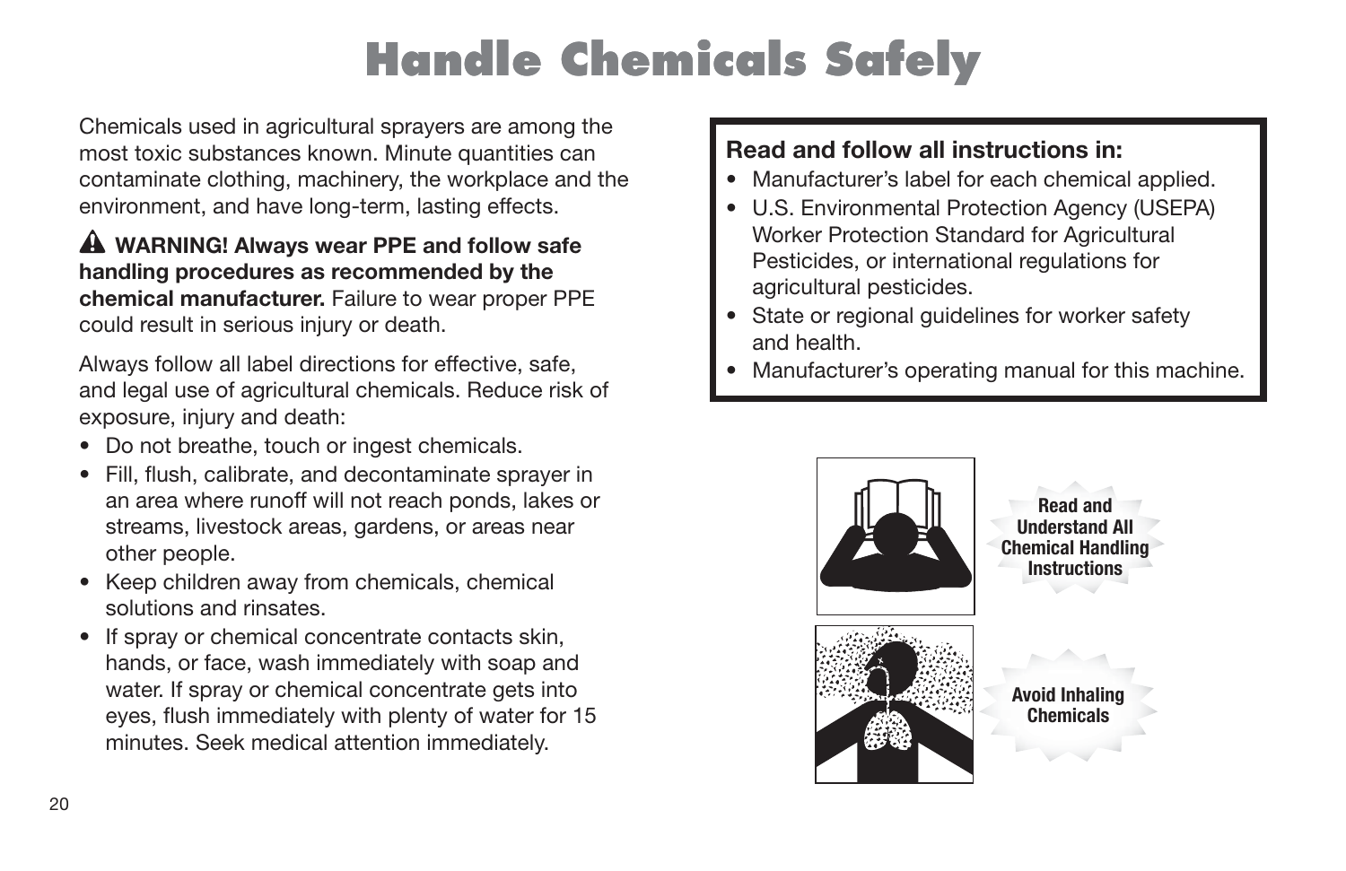# Handle Chemicals Safely

Chemicals used in agricultural sprayers are among the most toxic substances known. Minute quantities can contaminate clothing, machinery, the workplace and the environment, and have long-term, lasting effects.

**⚠ WARNING! Always wear PPE and follow safe handling procedures as recommended by the chemical manufacturer.** Failure to wear proper PPE could result in serious injury or death.

Always follow all label directions for effective, safe, and legal use of agricultural chemicals. Reduce risk of exposure, injury and death:

- Do not breathe, touch or ingest chemicals.
- Fill, flush, calibrate, and decontaminate sprayer in an area where runoff will not reach ponds, lakes or streams, livestock areas, gardens, or areas near other people.
- Keep children away from chemicals, chemical solutions and rinsates.
- If spray or chemical concentrate contacts skin, hands, or face, wash immediately with soap and water. If spray or chemical concentrate gets into eyes, flush immediately with plenty of water for 15 minutes. Seek medical attention immediately.

**Read and follow all instructions in:**

- Manufacturer's label for each chemical applied.
- U.S. Environmental Protection Agency (USEPA) Worker Protection Standard for Agricultural Pesticides, or international regulations for agricultural pesticides.
- State or regional guidelines for worker safety and health.
- Manufacturer's operating manual for this machine.

**Read and Understand All Chemical Handling Instructions**

**Avoid Inhaling Chemicals**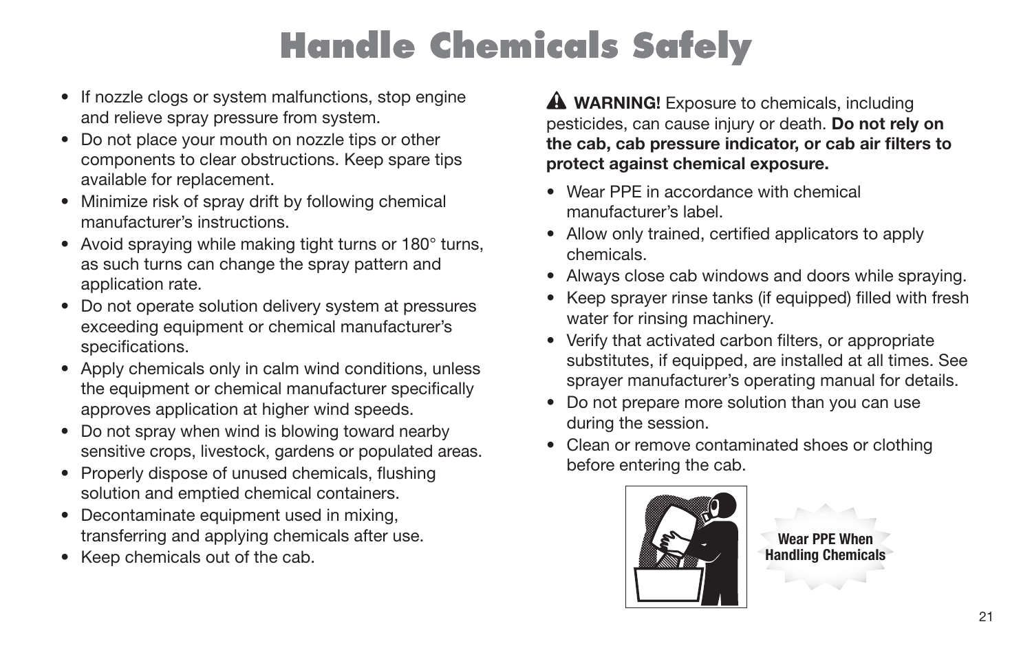# Handle Chemicals Safely

- If nozzle clogs or system malfunctions, stop engine and relieve spray pressure from system.
- Do not place your mouth on nozzle tips or other components to clear obstructions. Keep spare tips available for replacement.
- Minimize risk of spray drift by following chemical manufacturer's instructions.
- Avoid spraying while making tight turns or 180° turns, as such turns can change the spray pattern and application rate.
- Do not operate solution delivery system at pressures exceeding equipment or chemical manufacturer's specifications.
- Apply chemicals only in calm wind conditions, unless the equipment or chemical manufacturer specifically approves application at higher wind speeds.
- Do not spray when wind is blowing toward nearby sensitive crops, livestock, gardens or populated areas.
- Properly dispose of unused chemicals, flushing solution and emptied chemical containers.
- Decontaminate equipment used in mixing, transferring and applying chemicals after use.
- Keep chemicals out of the cab.

⚠ **WARNING!** Exposure to chemicals, including pesticides, can cause injury or death. **Do not rely on the cab, cab pressure indicator, or cab air filters to protect against chemical exposure.**

- Wear PPE in accordance with chemical manufacturer's label.
- Allow only trained, certified applicators to apply chemicals.
- Always close cab windows and doors while spraying.
- Keep sprayer rinse tanks (if equipped) filled with fresh water for rinsing machinery.
- Verify that activated carbon filters, or appropriate substitutes, if equipped, are installed at all times. See sprayer manufacturer's operating manual for details.
- Do not prepare more solution than you can use during the session.
- Clean or remove contaminated shoes or clothing before entering the cab.

**Wear PPE When Handling Chemicals**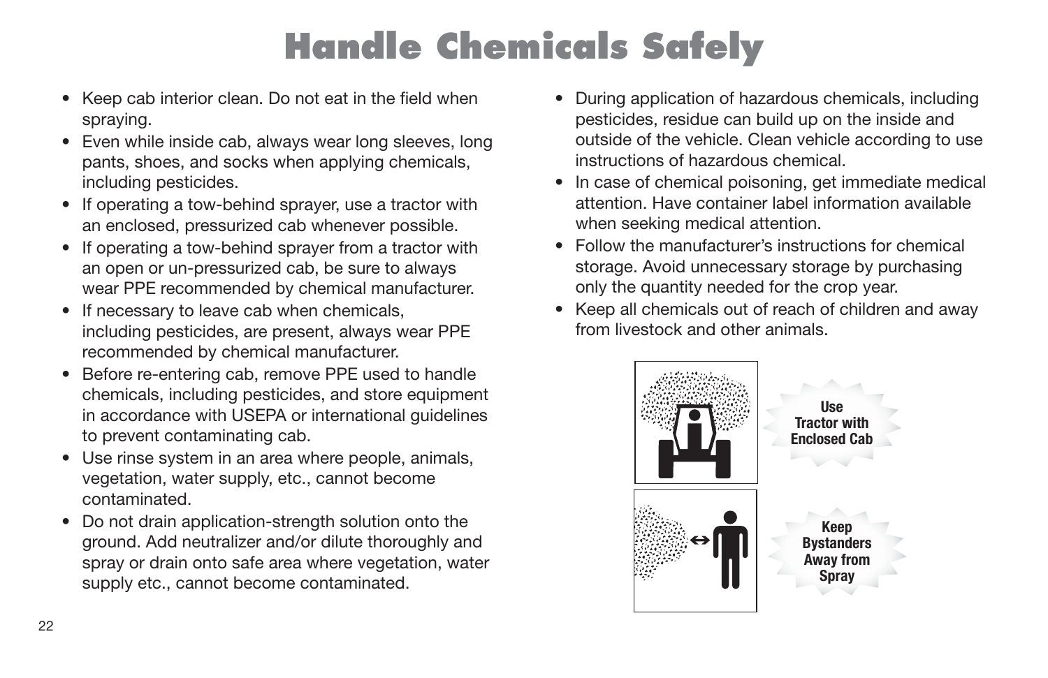# Handle Chemicals Safely

- Keep cab interior clean. Do not eat in the field when spraying.
- Even while inside cab, always wear long sleeves, long pants, shoes, and socks when applying chemicals, including pesticides.
- If operating a tow-behind sprayer, use a tractor with an enclosed, pressurized cab whenever possible.
- If operating a tow-behind sprayer from a tractor with an open or un-pressurized cab, be sure to always wear PPE recommended by chemical manufacturer.
- If necessary to leave cab when chemicals, including pesticides, are present, always wear PPE recommended by chemical manufacturer.
- Before re-entering cab, remove PPE used to handle chemicals, including pesticides, and store equipment in accordance with USEPA or international guidelines to prevent contaminating cab.
- Use rinse system in an area where people, animals, vegetation, water supply, etc., cannot become contaminated.
- Do not drain application-strength solution onto the ground. Add neutralizer and/or dilute thoroughly and spray or drain onto safe area where vegetation, water supply etc., cannot become contaminated.
- During application of hazardous chemicals, including pesticides, residue can build up on the inside and outside of the vehicle. Clean vehicle according to use instructions of hazardous chemical.
- In case of chemical poisoning, get immediate medical attention. Have container label information available when seeking medical attention.
- Follow the manufacturer's instructions for chemical storage. Avoid unnecessary storage by purchasing only the quantity needed for the crop year.
- Keep all chemicals out of reach of children and away from livestock and other animals.

Use Tractor with Enclosed Cab

Keep Bystanders Away from Spray